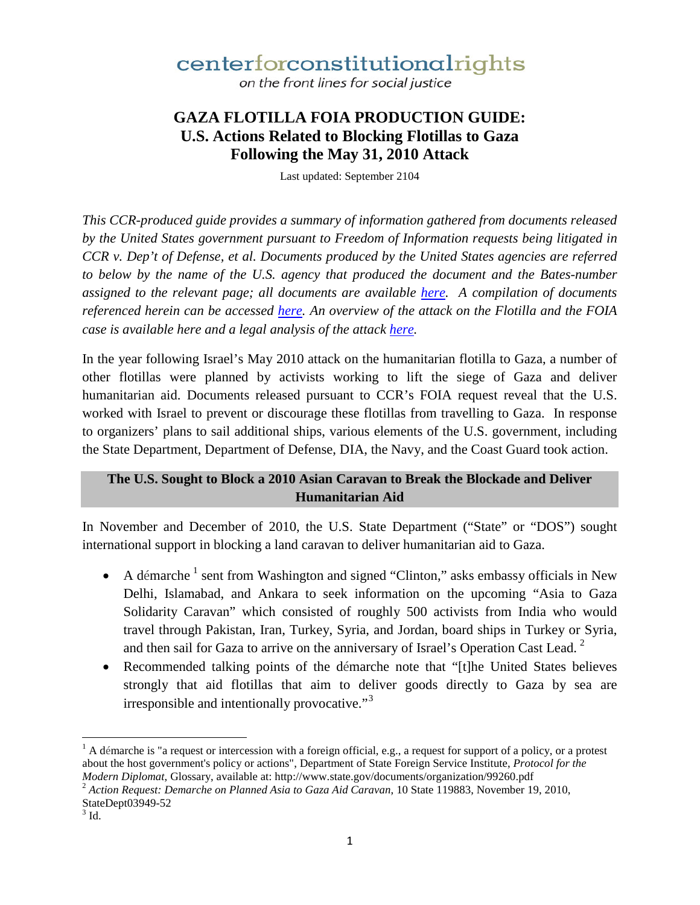centerforconstitutionalrights

*on the front lines for social justice*

# GAZA FLOTILLA FOIA PRODUCTION GUIDE: U.S. Actions Related to Blocking Flotillas to Gaza Following the May 31, 2010 Attack

Last updated: September 2104

*This CCR-produced guide provides a summary of information gathered from documents released by the United States government pursuant to Freedom of Information requests being litigated in CCR v. Dep't of Defense, et al. Documents produced by the United States agencies are referred to below by the name of the U.S. agency that produced the document and the Bates-number assigned to the relevant page; all documents are available here. A compilation of documents referenced herein can be accessed here. An overview of the attack on the Flotilla and the FOIA case is available here and a legal analysis of the attack here.*

In the year following Israel's May 2010 attack on the humanitarian flotilla to Gaza, a number of other flotillas were planned by activists working to lift the siege of Gaza and deliver humanitarian aid. Documents released pursuant to CCR's FOIA request reveal that the U.S. worked with Israel to prevent or discourage these flotillas from travelling to Gaza. In response to organizers' plans to sail additional ships, various elements of the U.S. government, including the State Department, Department of Defense, DIA, the Navy, and the Coast Guard took action.

## The U.S. Sought to Block a 2010 Asian Caravan to Break the Blockade and Deliver Humanitarian Aid

In November and December of 2010, the U.S. State Department ("State" or "DOS") sought international support in blocking a land caravan to deliver humanitarian aid to Gaza.

- A démarche [1] sent from Washington and signed "Clinton," asks embassy officials in New Delhi, Islamabad, and Ankara to seek information on the upcoming "Asia to Gaza Solidarity Caravan" which consisted of roughly 500 activists from India who would travel through Pakistan, Iran, Turkey, Syria, and Jordan, board ships in Turkey or Syria, and then sail for Gaza to arrive on the anniversary of Israel's Operation Cast Lead. [2]
- Recommended talking points of the démarche note that "[t]he United States believes strongly that aid flotillas that aim to deliver goods directly to Gaza by sea are irresponsible and intentionally provocative." [3]

---

[1] A démarche is "a request or intercession with a foreign official, e.g., a request for support of a policy, or a protest about the host government's policy or actions", Department of State Foreign Service Institute, *Protocol for the Modern Diplomat*, Glossary, available at: http://www.state.gov/documents/organization/99260.pdf

[2] *Action Request: Demarche on Planned Asia to Gaza Aid Caravan*, 10 State 119883, November 19, 2010, StateDept03949-52

[3] Id.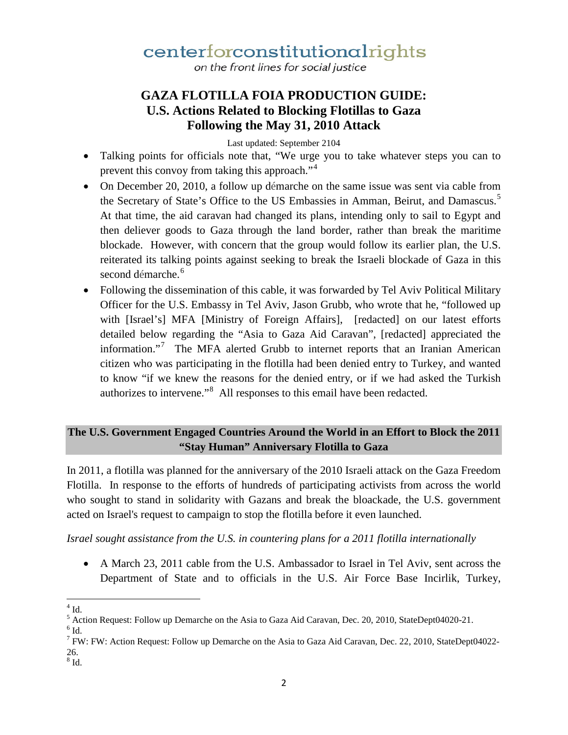# centerforconstitutionalrights

*on the front lines for social justice*

## GAZA FLOTILLA FOIA PRODUCTION GUIDE: U.S. Actions Related to Blocking Flotillas to Gaza Following the May 31, 2010 Attack

Last updated: September 2104

- Talking points for officials note that, "We urge you to take whatever steps you can to prevent this convoy from taking this approach."[4]
- On December 20, 2010, a follow up démarche on the same issue was sent via cable from the Secretary of State's Office to the US Embassies in Amman, Beirut, and Damascus.[5] At that time, the aid caravan had changed its plans, intending only to sail to Egypt and then deliever goods to Gaza through the land border, rather than break the maritime blockade. However, with concern that the group would follow its earlier plan, the U.S. reiterated its talking points against seeking to break the Israeli blockade of Gaza in this second démarche.[6]
- Following the dissemination of this cable, it was forwarded by Tel Aviv Political Military Officer for the U.S. Embassy in Tel Aviv, Jason Grubb, who wrote that he, "followed up with [Israel's] MFA [Ministry of Foreign Affairs], [redacted] on our latest efforts detailed below regarding the "Asia to Gaza Aid Caravan", [redacted] appreciated the information."[7] The MFA alerted Grubb to internet reports that an Iranian American citizen who was participating in the flotilla had been denied entry to Turkey, and wanted to know "if we knew the reasons for the denied entry, or if we had asked the Turkish authorizes to intervene."[8] All responses to this email have been redacted.

### The U.S. Government Engaged Countries Around the World in an Effort to Block the 2011 "Stay Human" Anniversary Flotilla to Gaza

In 2011, a flotilla was planned for the anniversary of the 2010 Israeli attack on the Gaza Freedom Flotilla. In response to the efforts of hundreds of participating activists from across the world who sought to stand in solidarity with Gazans and break the bloackade, the U.S. government acted on Israel's request to campaign to stop the flotilla before it even launched.

*Israel sought assistance from the U.S. in countering plans for a 2011 flotilla internationally*

- A March 23, 2011 cable from the U.S. Ambassador to Israel in Tel Aviv, sent across the Department of State and to officials in the U.S. Air Force Base Incirlik, Turkey,

---

[4] Id.

[5] Action Request: Follow up Demarche on the Asia to Gaza Aid Caravan, Dec. 20, 2010, StateDept04020-21.

[6] Id.

[7] FW: FW: Action Request: Follow up Demarche on the Asia to Gaza Aid Caravan, Dec. 22, 2010, StateDept04022-26.

[8] Id.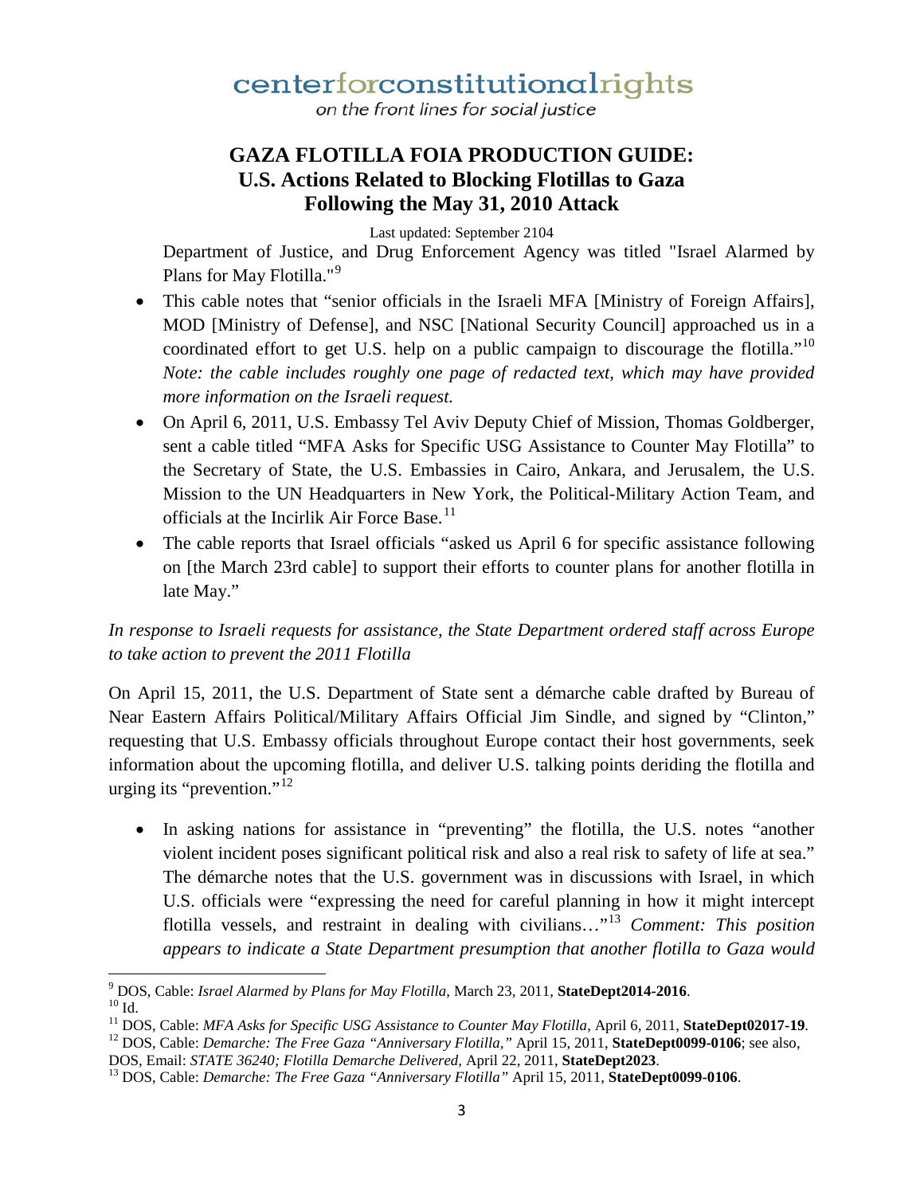Department of Justice, and Drug Enforcement Agency was titled "Israel Alarmed by Plans for May Flotilla."[9]

- This cable notes that "senior officials in the Israeli MFA [Ministry of Foreign Affairs], MOD [Ministry of Defense], and NSC [National Security Council] approached us in a coordinated effort to get U.S. help on a public campaign to discourage the flotilla."[10] *Note: the cable includes roughly one page of redacted text, which may have provided more information on the Israeli request.*
- On April 6, 2011, U.S. Embassy Tel Aviv Deputy Chief of Mission, Thomas Goldberger, sent a cable titled "MFA Asks for Specific USG Assistance to Counter May Flotilla" to the Secretary of State, the U.S. Embassies in Cairo, Ankara, and Jerusalem, the U.S. Mission to the UN Headquarters in New York, the Political-Military Action Team, and officials at the Incirlik Air Force Base.[11]
- The cable reports that Israel officials "asked us April 6 for specific assistance following on [the March 23rd cable] to support their efforts to counter plans for another flotilla in late May."

*In response to Israeli requests for assistance, the State Department ordered staff across Europe to take action to prevent the 2011 Flotilla*

On April 15, 2011, the U.S. Department of State sent a démarche cable drafted by Bureau of Near Eastern Affairs Political/Military Affairs Official Jim Sindle, and signed by "Clinton," requesting that U.S. Embassy officials throughout Europe contact their host governments, seek information about the upcoming flotilla, and deliver U.S. talking points deriding the flotilla and urging its "prevention."[12]

- In asking nations for assistance in "preventing" the flotilla, the U.S. notes "another violent incident poses significant political risk and also a real risk to safety of life at sea." The démarche notes that the U.S. government was in discussions with Israel, in which U.S. officials were "expressing the need for careful planning in how it might intercept flotilla vessels, and restraint in dealing with civilians…"[13] *Comment: This position appears to indicate a State Department presumption that another flotilla to Gaza would*

---

[9] DOS, Cable: *Israel Alarmed by Plans for May Flotilla*, March 23, 2011, **StateDept2014-2016**.
[10] Id.
[11] DOS, Cable: *MFA Asks for Specific USG Assistance to Counter May Flotilla*, April 6, 2011, **StateDept02017-19**.
[12] DOS, Cable: *Demarche: The Free Gaza "Anniversary Flotilla,"* April 15, 2011, **StateDept0099-0106**; see also, DOS, Email: *STATE 36240; Flotilla Demarche Delivered*, April 22, 2011, **StateDept2023**.
[13] DOS, Cable: *Demarche: The Free Gaza "Anniversary Flotilla"* April 15, 2011, **StateDept0099-0106**.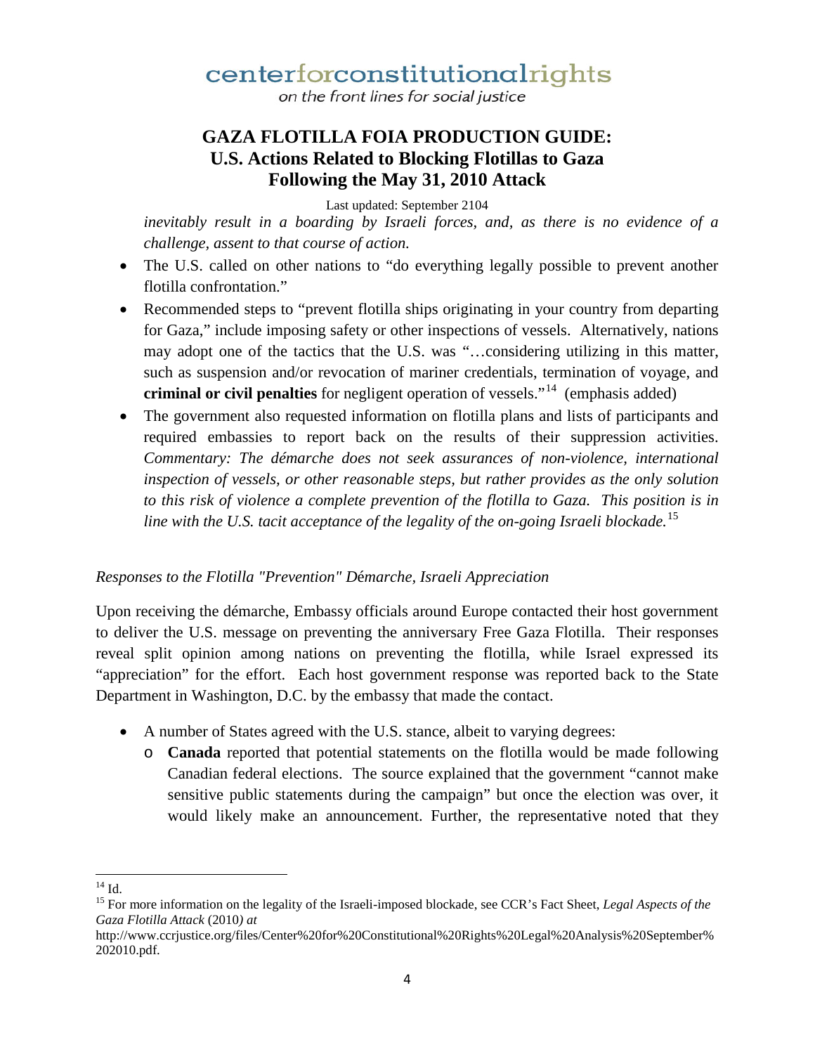*inevitably result in a boarding by Israeli forces, and, as there is no evidence of a challenge, assent to that course of action.*

- The U.S. called on other nations to "do everything legally possible to prevent another flotilla confrontation."
- Recommended steps to "prevent flotilla ships originating in your country from departing for Gaza," include imposing safety or other inspections of vessels. Alternatively, nations may adopt one of the tactics that the U.S. was "…considering utilizing in this matter, such as suspension and/or revocation of mariner credentials, termination of voyage, and **criminal or civil penalties** for negligent operation of vessels."[14] (emphasis added)
- The government also requested information on flotilla plans and lists of participants and required embassies to report back on the results of their suppression activities. *Commentary: The démarche does not seek assurances of non-violence, international inspection of vessels, or other reasonable steps, but rather provides as the only solution to this risk of violence a complete prevention of the flotilla to Gaza. This position is in line with the U.S. tacit acceptance of the legality of the on-going Israeli blockade.*[15]

*Responses to the Flotilla "Prevention" Démarche, Israeli Appreciation*

Upon receiving the démarche, Embassy officials around Europe contacted their host government to deliver the U.S. message on preventing the anniversary Free Gaza Flotilla. Their responses reveal split opinion among nations on preventing the flotilla, while Israel expressed its "appreciation" for the effort. Each host government response was reported back to the State Department in Washington, D.C. by the embassy that made the contact.

- A number of States agreed with the U.S. stance, albeit to varying degrees:
  - **Canada** reported that potential statements on the flotilla would be made following Canadian federal elections. The source explained that the government "cannot make sensitive public statements during the campaign" but once the election was over, it would likely make an announcement. Further, the representative noted that they

---

[14] Id.

[15] For more information on the legality of the Israeli-imposed blockade, see CCR's Fact Sheet, *Legal Aspects of the Gaza Flotilla Attack* (2010*) at* http://www.ccrjustice.org/files/Center%20for%20Constitutional%20Rights%20Legal%20Analysis%20September%202010.pdf.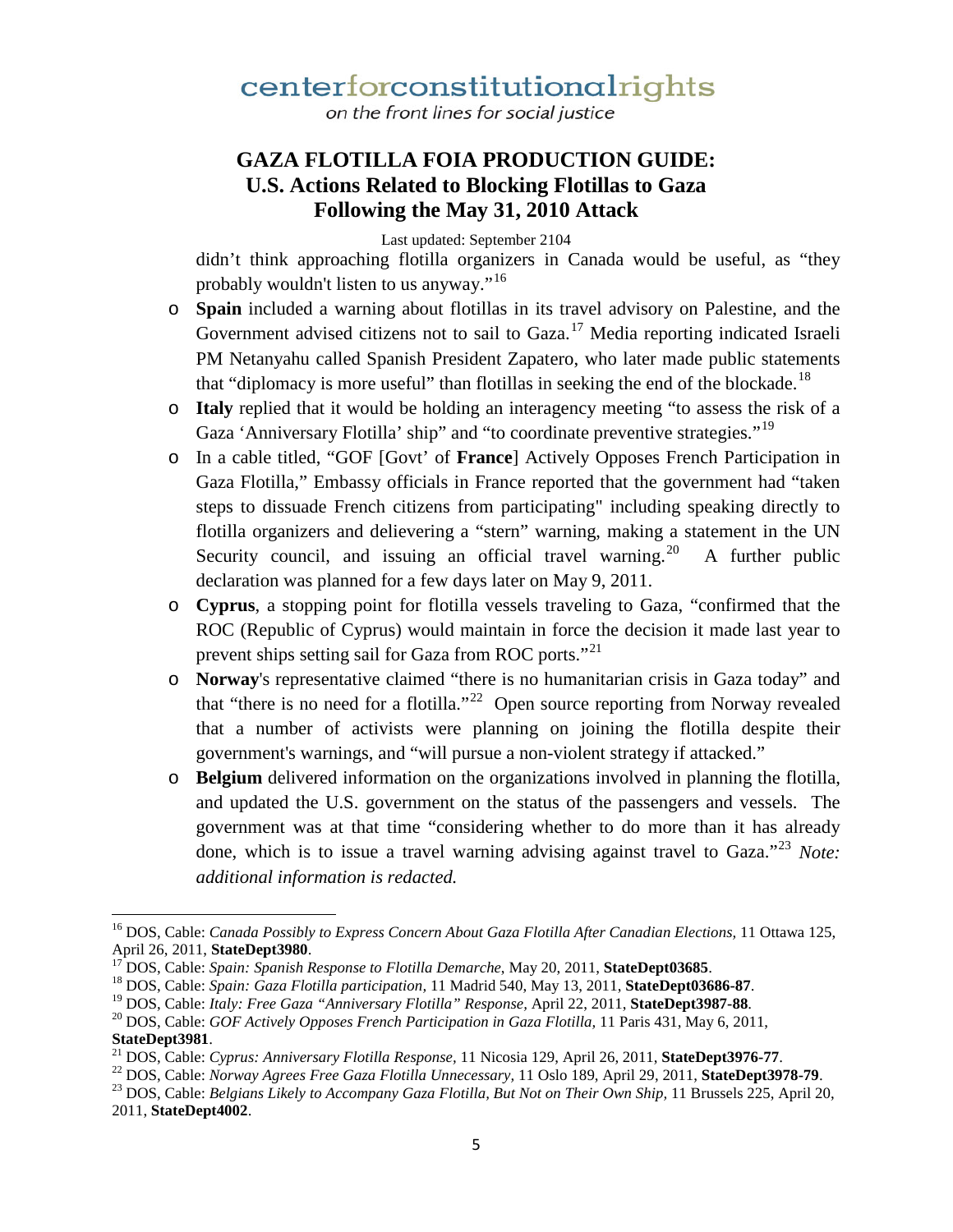didn't think approaching flotilla organizers in Canada would be useful, as "they probably wouldn't listen to us anyway."[16]

- **Spain** included a warning about flotillas in its travel advisory on Palestine, and the Government advised citizens not to sail to Gaza.[17] Media reporting indicated Israeli PM Netanyahu called Spanish President Zapatero, who later made public statements that "diplomacy is more useful" than flotillas in seeking the end of the blockade.[18]
- **Italy** replied that it would be holding an interagency meeting "to assess the risk of a Gaza 'Anniversary Flotilla' ship" and "to coordinate preventive strategies."[19]
- In a cable titled, "GOF [Govt' of **France**] Actively Opposes French Participation in Gaza Flotilla," Embassy officials in France reported that the government had "taken steps to dissuade French citizens from participating" including speaking directly to flotilla organizers and delievering a "stern" warning, making a statement in the UN Security council, and issuing an official travel warning.[20] A further public declaration was planned for a few days later on May 9, 2011.
- **Cyprus**, a stopping point for flotilla vessels traveling to Gaza, "confirmed that the ROC (Republic of Cyprus) would maintain in force the decision it made last year to prevent ships setting sail for Gaza from ROC ports."[21]
- **Norway**'s representative claimed "there is no humanitarian crisis in Gaza today" and that "there is no need for a flotilla."[22] Open source reporting from Norway revealed that a number of activists were planning on joining the flotilla despite their government's warnings, and "will pursue a non-violent strategy if attacked."
- **Belgium** delivered information on the organizations involved in planning the flotilla, and updated the U.S. government on the status of the passengers and vessels. The government was at that time "considering whether to do more than it has already done, which is to issue a travel warning advising against travel to Gaza."[23] *Note: additional information is redacted.*

---

[16] DOS, Cable: *Canada Possibly to Express Concern About Gaza Flotilla After Canadian Elections,* 11 Ottawa 125, April 26, 2011, **StateDept3980**.

[17] DOS, Cable: *Spain: Spanish Response to Flotilla Demarche,* May 20, 2011, **StateDept03685**.

[18] DOS, Cable: *Spain: Gaza Flotilla participation,* 11 Madrid 540, May 13, 2011, **StateDept03686-87**.

[19] DOS, Cable: *Italy: Free Gaza "Anniversary Flotilla" Response,* April 22, 2011, **StateDept3987-88**.

[20] DOS, Cable: *GOF Actively Opposes French Participation in Gaza Flotilla,* 11 Paris 431, May 6, 2011, **StateDept3981**.

[21] DOS, Cable: *Cyprus: Anniversary Flotilla Response,* 11 Nicosia 129, April 26, 2011, **StateDept3976-77**.

[22] DOS, Cable: *Norway Agrees Free Gaza Flotilla Unnecessary,* 11 Oslo 189, April 29, 2011, **StateDept3978-79**.

[23] DOS, Cable: *Belgians Likely to Accompany Gaza Flotilla, But Not on Their Own Ship,* 11 Brussels 225, April 20, 2011, **StateDept4002**.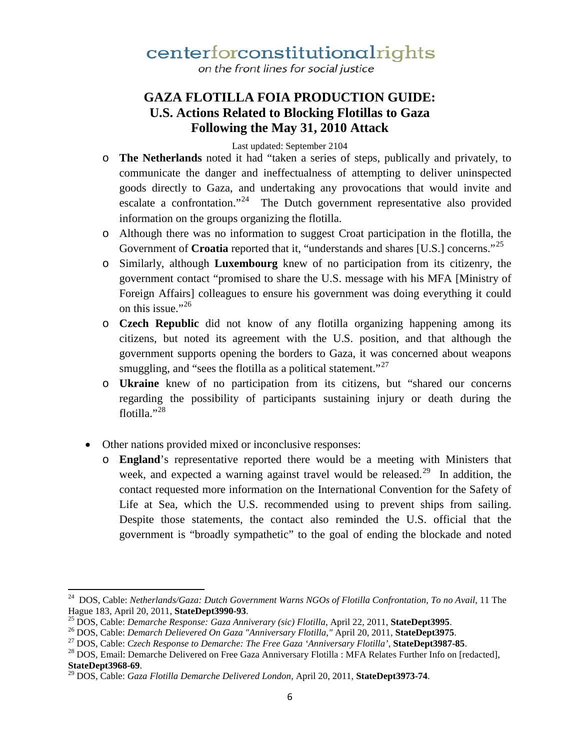- **The Netherlands** noted it had "taken a series of steps, publically and privately, to communicate the danger and ineffectualness of attempting to deliver uninspected goods directly to Gaza, and undertaking any provocations that would invite and escalate a confrontation."[24] The Dutch government representative also provided information on the groups organizing the flotilla.
- Although there was no information to suggest Croat participation in the flotilla, the Government of **Croatia** reported that it, "understands and shares [U.S.] concerns."[25]
- Similarly, although **Luxembourg** knew of no participation from its citizenry, the government contact "promised to share the U.S. message with his MFA [Ministry of Foreign Affairs] colleagues to ensure his government was doing everything it could on this issue."[26]
- **Czech Republic** did not know of any flotilla organizing happening among its citizens, but noted its agreement with the U.S. position, and that although the government supports opening the borders to Gaza, it was concerned about weapons smuggling, and "sees the flotilla as a political statement."[27]
- **Ukraine** knew of no participation from its citizens, but "shared our concerns regarding the possibility of participants sustaining injury or death during the flotilla."[28]

- Other nations provided mixed or inconclusive responses:
  - **England**'s representative reported there would be a meeting with Ministers that week, and expected a warning against travel would be released.[29] In addition, the contact requested more information on the International Convention for the Safety of Life at Sea, which the U.S. recommended using to prevent ships from sailing. Despite those statements, the contact also reminded the U.S. official that the government is "broadly sympathetic" to the goal of ending the blockade and noted

---

[24] DOS, Cable: *Netherlands/Gaza: Dutch Government Warns NGOs of Flotilla Confrontation, To no Avail*, 11 The Hague 183, April 20, 2011, **StateDept3990-93**.

[25] DOS, Cable: *Demarche Response: Gaza Anniverary (sic) Flotilla*, April 22, 2011, **StateDept3995**.

[26] DOS, Cable: *Demarch Delievered On Gaza "Anniversary Flotilla,"* April 20, 2011, **StateDept3975**.

[27] DOS, Cable: *Czech Response to Demarche: The Free Gaza 'Anniversary Flotilla'*, **StateDept3987-85**.

[28] DOS, Email: Demarche Delivered on Free Gaza Anniversary Flotilla : MFA Relates Further Info on [redacted], **StateDept3968-69**.

[29] DOS, Cable: *Gaza Flotilla Demarche Delivered London*, April 20, 2011, **StateDept3973-74**.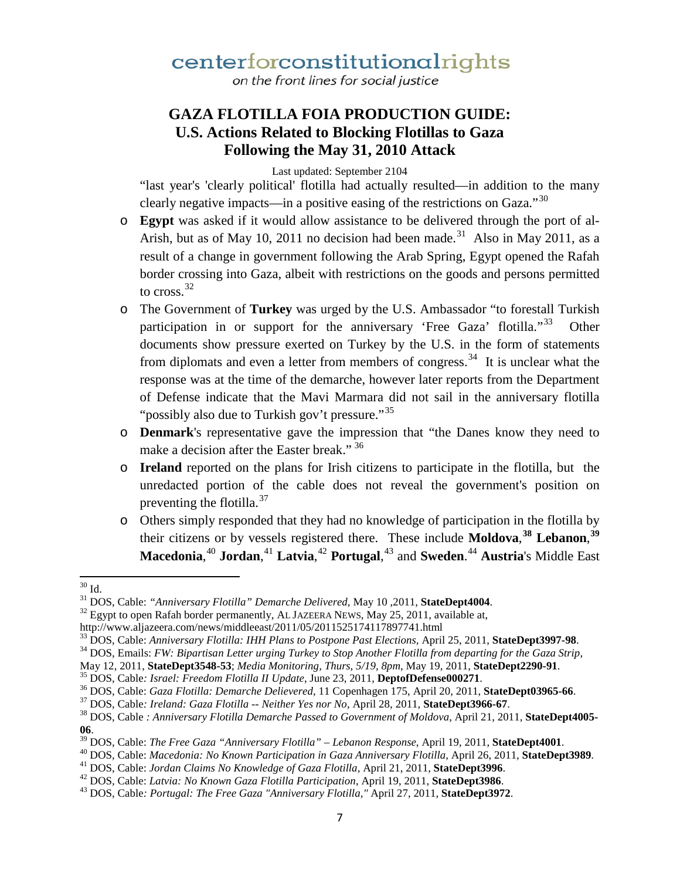"last year's 'clearly political' flotilla had actually resulted—in addition to the many clearly negative impacts—in a positive easing of the restrictions on Gaza."[30]

- **Egypt** was asked if it would allow assistance to be delivered through the port of al-Arish, but as of May 10, 2011 no decision had been made.[31] Also in May 2011, as a result of a change in government following the Arab Spring, Egypt opened the Rafah border crossing into Gaza, albeit with restrictions on the goods and persons permitted to cross.[32]
- The Government of **Turkey** was urged by the U.S. Ambassador "to forestall Turkish participation in or support for the anniversary 'Free Gaza' flotilla."[33] Other documents show pressure exerted on Turkey by the U.S. in the form of statements from diplomats and even a letter from members of congress.[34] It is unclear what the response was at the time of the demarche, however later reports from the Department of Defense indicate that the Mavi Marmara did not sail in the anniversary flotilla "possibly also due to Turkish gov't pressure."[35]
- **Denmark**'s representative gave the impression that "the Danes know they need to make a decision after the Easter break." [36]
- **Ireland** reported on the plans for Irish citizens to participate in the flotilla, but the unredacted portion of the cable does not reveal the government's position on preventing the flotilla.[37]
- Others simply responded that they had no knowledge of participation in the flotilla by their citizens or by vessels registered there. These include **Moldova**,[38] **Lebanon**,[39] **Macedonia**,[40] **Jordan**,[41] **Latvia**,[42] **Portugal**,[43] and **Sweden**.[44] **Austria**'s Middle East

---

[30] Id.

[31] DOS, Cable: *"Anniversary Flotilla" Demarche Delivered*, May 10 ,2011, **StateDept4004**.

[32] Egypt to open Rafah border permanently, AL JAZEERA NEWS, May 25, 2011, available at, http://www.aljazeera.com/news/middleeast/2011/05/2011525174117897741.html

[33] DOS, Cable: *Anniversary Flotilla: IHH Plans to Postpone Past Elections*, April 25, 2011, **StateDept3997-98**.

[34] DOS, Emails: *FW: Bipartisan Letter urging Turkey to Stop Another Flotilla from departing for the Gaza Strip*, May 12, 2011, **StateDept3548-53**; *Media Monitoring, Thurs, 5/19, 8pm*, May 19, 2011, **StateDept2290-91**.

[35] DOS, Cable*: Israel: Freedom Flotilla II Update*, June 23, 2011, **DeptofDefense000271**.

[36] DOS, Cable: *Gaza Flotilla: Demarche Delievered*, 11 Copenhagen 175, April 20, 2011, **StateDept03965-66**.

[37] DOS, Cable*: Ireland: Gaza Flotilla -- Neither Yes nor No*, April 28, 2011, **StateDept3966-67**.

[38] DOS, Cable *: Anniversary Flotilla Demarche Passed to Government of Moldova*, April 21, 2011, **StateDept4005-06**.

[39] DOS, Cable: *The Free Gaza "Anniversary Flotilla" – Lebanon Response*, April 19, 2011, **StateDept4001**.

[40] DOS, Cable: *Macedonia: No Known Participation in Gaza Anniversary Flotilla*, April 26, 2011, **StateDept3989**.

[41] DOS, Cable: *Jordan Claims No Knowledge of Gaza Flotilla*, April 21, 2011, **StateDept3996**.

[42] DOS, Cable: *Latvia: No Known Gaza Flotilla Participation*, April 19, 2011, **StateDept3986**.

[43] DOS, Cable*: Portugal: The Free Gaza "Anniversary Flotilla,"* April 27, 2011, **StateDept3972**.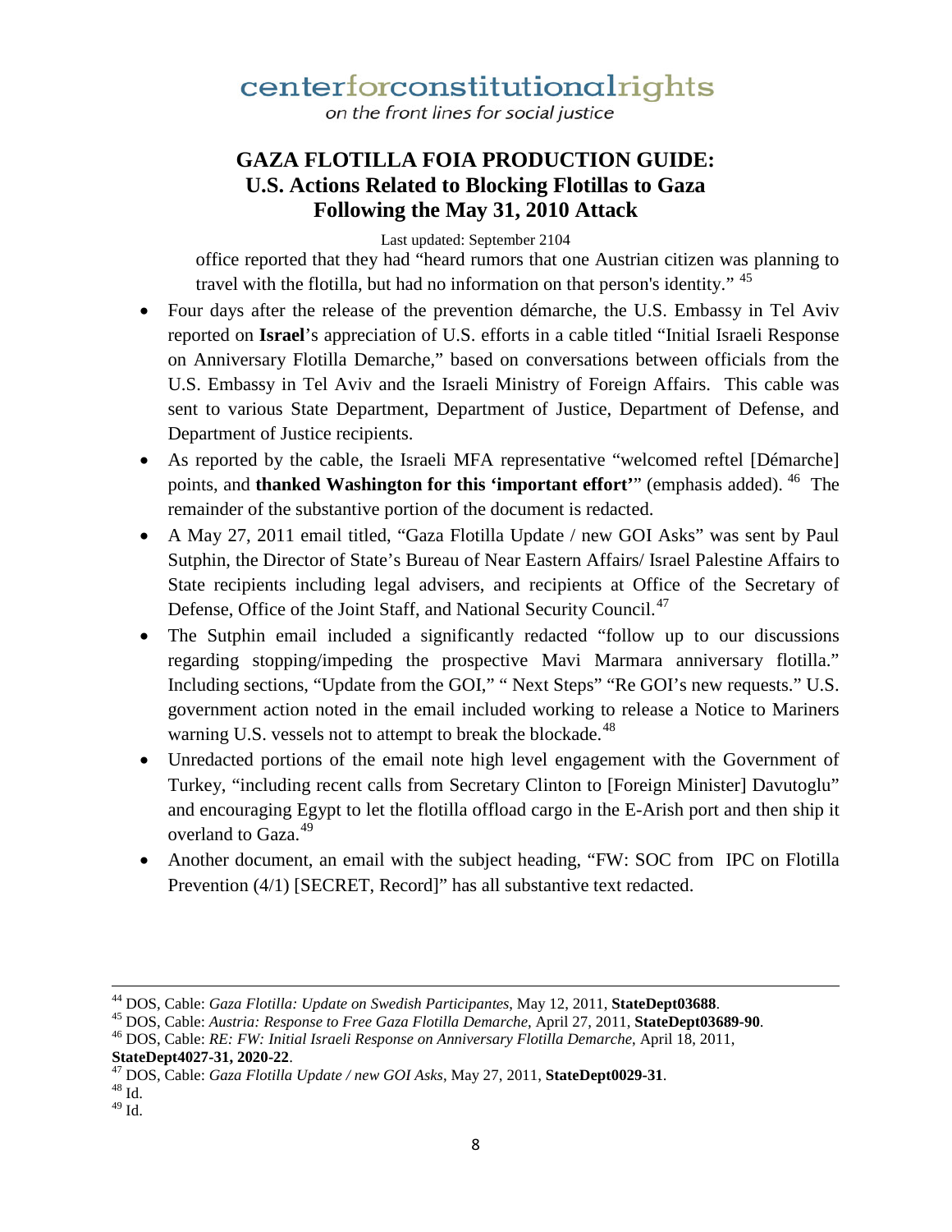office reported that they had "heard rumors that one Austrian citizen was planning to travel with the flotilla, but had no information on that person's identity." [45]

- Four days after the release of the prevention démarche, the U.S. Embassy in Tel Aviv reported on **Israel**'s appreciation of U.S. efforts in a cable titled "Initial Israeli Response on Anniversary Flotilla Demarche," based on conversations between officials from the U.S. Embassy in Tel Aviv and the Israeli Ministry of Foreign Affairs. This cable was sent to various State Department, Department of Justice, Department of Defense, and Department of Justice recipients.
- As reported by the cable, the Israeli MFA representative "welcomed reftel [Démarche] points, and **thanked Washington for this 'important effort'**" (emphasis added). [46] The remainder of the substantive portion of the document is redacted.
- A May 27, 2011 email titled, "Gaza Flotilla Update / new GOI Asks" was sent by Paul Sutphin, the Director of State's Bureau of Near Eastern Affairs/ Israel Palestine Affairs to State recipients including legal advisers, and recipients at Office of the Secretary of Defense, Office of the Joint Staff, and National Security Council.[47]
- The Sutphin email included a significantly redacted "follow up to our discussions regarding stopping/impeding the prospective Mavi Marmara anniversary flotilla." Including sections, "Update from the GOI," " Next Steps" "Re GOI's new requests." U.S. government action noted in the email included working to release a Notice to Mariners warning U.S. vessels not to attempt to break the blockade.[48]
- Unredacted portions of the email note high level engagement with the Government of Turkey, "including recent calls from Secretary Clinton to [Foreign Minister] Davutoglu" and encouraging Egypt to let the flotilla offload cargo in the E-Arish port and then ship it overland to Gaza.[49]
- Another document, an email with the subject heading, "FW: SOC from IPC on Flotilla Prevention (4/1) [SECRET, Record]" has all substantive text redacted.

---

[44] DOS, Cable: *Gaza Flotilla: Update on Swedish Participantes*, May 12, 2011, **StateDept03688**.

[45] DOS, Cable: *Austria: Response to Free Gaza Flotilla Demarche*, April 27, 2011, **StateDept03689-90**.

[46] DOS, Cable: *RE: FW: Initial Israeli Response on Anniversary Flotilla Demarche*, April 18, 2011, **StateDept4027-31, 2020-22**.

[47] DOS, Cable: *Gaza Flotilla Update / new GOI Asks*, May 27, 2011, **StateDept0029-31**.

[48] Id.

[49] Id.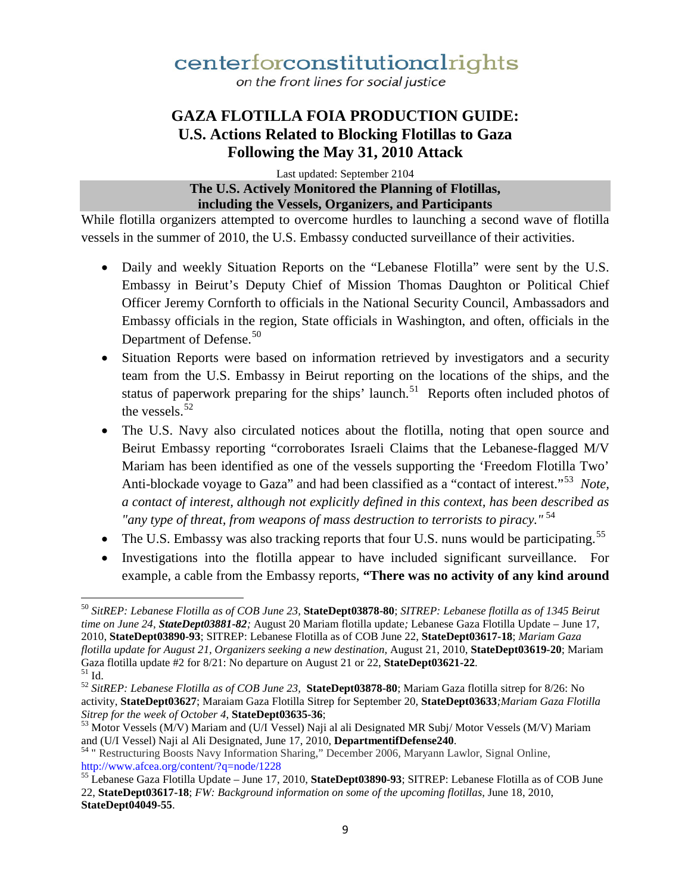centerforconstitutionalrights

*on the front lines for social justice*

# GAZA FLOTILLA FOIA PRODUCTION GUIDE: U.S. Actions Related to Blocking Flotillas to Gaza Following the May 31, 2010 Attack

Last updated: September 2104

## The U.S. Actively Monitored the Planning of Flotillas, including the Vessels, Organizers, and Participants

While flotilla organizers attempted to overcome hurdles to launching a second wave of flotilla vessels in the summer of 2010, the U.S. Embassy conducted surveillance of their activities.

- Daily and weekly Situation Reports on the "Lebanese Flotilla" were sent by the U.S. Embassy in Beirut's Deputy Chief of Mission Thomas Daughton or Political Chief Officer Jeremy Cornforth to officials in the National Security Council, Ambassadors and Embassy officials in the region, State officials in Washington, and often, officials in the Department of Defense.[50]
- Situation Reports were based on information retrieved by investigators and a security team from the U.S. Embassy in Beirut reporting on the locations of the ships, and the status of paperwork preparing for the ships' launch.[51] Reports often included photos of the vessels.[52]
- The U.S. Navy also circulated notices about the flotilla, noting that open source and Beirut Embassy reporting "corroborates Israeli Claims that the Lebanese-flagged M/V Mariam has been identified as one of the vessels supporting the 'Freedom Flotilla Two' Anti-blockade voyage to Gaza" and had been classified as a "contact of interest."[53] *Note, a contact of interest, although not explicitly defined in this context, has been described as "any type of threat, from weapons of mass destruction to terrorists to piracy."*[54]
- The U.S. Embassy was also tracking reports that four U.S. nuns would be participating.[55]
- Investigations into the flotilla appear to have included significant surveillance. For example, a cable from the Embassy reports, **"There was no activity of any kind around**

---

[50] *SitREP: Lebanese Flotilla as of COB June 23*, **StateDept03878-80**; *SITREP: Lebanese flotilla as of 1345 Beirut time on June 24, **StateDept03881-82**;* August 20 Mariam flotilla update*;* Lebanese Gaza Flotilla Update – June 17, 2010, **StateDept03890-93**; SITREP: Lebanese Flotilla as of COB June 22, **StateDept03617-18**; *Mariam Gaza flotilla update for August 21, Organizers seeking a new destination,* August 21, 2010, **StateDept03619-20**; Mariam Gaza flotilla update #2 for 8/21: No departure on August 21 or 22, **StateDept03621-22**.

[51] Id.

[52] *SitREP: Lebanese Flotilla as of COB June 23,* **StateDept03878-80**; Mariam Gaza flotilla sitrep for 8/26: No activity, **StateDept03627**; Maraiam Gaza Flotilla Sitrep for September 20, **StateDept03633***;Mariam Gaza Flotilla Sitrep for the week of October 4,* **StateDept03635-36**;

[53] Motor Vessels (M/V) Mariam and (U/I Vessel) Naji al ali Designated MR Subj/ Motor Vessels (M/V) Mariam and (U/I Vessel) Naji al Ali Designated, June 17, 2010, **DepartmentifDefense240**.

[54] " Restructuring Boosts Navy Information Sharing," December 2006, Maryann Lawlor, Signal Online, http://www.afcea.org/content/?q=node/1228

[55] Lebanese Gaza Flotilla Update – June 17, 2010, **StateDept03890-93**; SITREP: Lebanese Flotilla as of COB June 22, **StateDept03617-18**; *FW: Background information on some of the upcoming flotillas*, June 18, 2010, **StateDept04049-55**.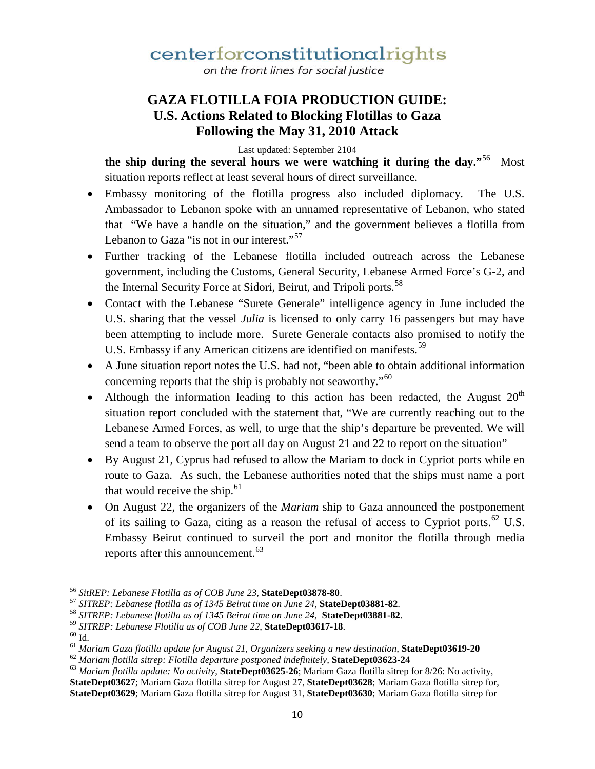**the ship during the several hours we were watching it during the day."**[56] Most situation reports reflect at least several hours of direct surveillance.

- Embassy monitoring of the flotilla progress also included diplomacy. The U.S. Ambassador to Lebanon spoke with an unnamed representative of Lebanon, who stated that "We have a handle on the situation," and the government believes a flotilla from Lebanon to Gaza "is not in our interest."[57]
- Further tracking of the Lebanese flotilla included outreach across the Lebanese government, including the Customs, General Security, Lebanese Armed Force's G-2, and the Internal Security Force at Sidori, Beirut, and Tripoli ports.[58]
- Contact with the Lebanese "Surete Generale" intelligence agency in June included the U.S. sharing that the vessel *Julia* is licensed to only carry 16 passengers but may have been attempting to include more. Surete Generale contacts also promised to notify the U.S. Embassy if any American citizens are identified on manifests.[59]
- A June situation report notes the U.S. had not, "been able to obtain additional information concerning reports that the ship is probably not seaworthy."[60]
- Although the information leading to this action has been redacted, the August 20th situation report concluded with the statement that, "We are currently reaching out to the Lebanese Armed Forces, as well, to urge that the ship's departure be prevented. We will send a team to observe the port all day on August 21 and 22 to report on the situation"
- By August 21, Cyprus had refused to allow the Mariam to dock in Cypriot ports while en route to Gaza. As such, the Lebanese authorities noted that the ships must name a port that would receive the ship.[61]
- On August 22, the organizers of the *Mariam* ship to Gaza announced the postponement of its sailing to Gaza, citing as a reason the refusal of access to Cypriot ports.[62] U.S. Embassy Beirut continued to surveil the port and monitor the flotilla through media reports after this announcement.[63]

---

[56] *SitREP: Lebanese Flotilla as of COB June 23*, **StateDept03878-80**.

[57] *SITREP: Lebanese flotilla as of 1345 Beirut time on June 24*, **StateDept03881-82**.

[58] *SITREP: Lebanese flotilla as of 1345 Beirut time on June 24*, **StateDept03881-82**.

[59] *SITREP: Lebanese Flotilla as of COB June 22*, **StateDept03617-18**.

[60] Id.

[61] *Mariam Gaza flotilla update for August 21, Organizers seeking a new destination*, **StateDept03619-20**

[62] *Mariam flotilla sitrep: Flotilla departure postponed indefinitely*, **StateDept03623-24**

[63] *Mariam flotilla update: No activity*, **StateDept03625-26**; Mariam Gaza flotilla sitrep for 8/26: No activity, **StateDept03627**; Mariam Gaza flotilla sitrep for August 27, **StateDept03628**; Mariam Gaza flotilla sitrep for, **StateDept03629**; Mariam Gaza flotilla sitrep for August 31, **StateDept03630**; Mariam Gaza flotilla sitrep for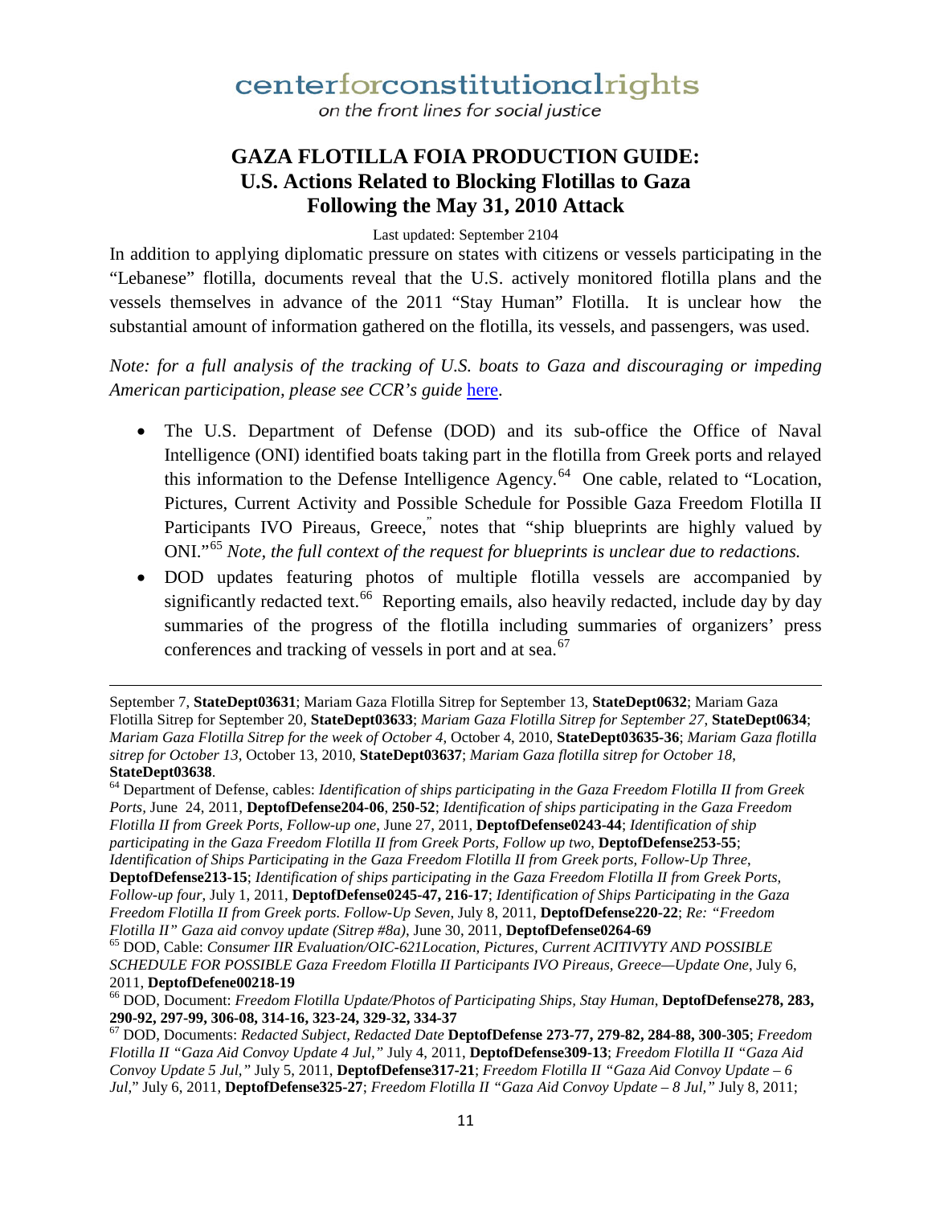centerforconstitutionalrights

on the front lines for social justice

# GAZA FLOTILLA FOIA PRODUCTION GUIDE: U.S. Actions Related to Blocking Flotillas to Gaza Following the May 31, 2010 Attack

Last updated: September 2104

In addition to applying diplomatic pressure on states with citizens or vessels participating in the "Lebanese" flotilla, documents reveal that the U.S. actively monitored flotilla plans and the vessels themselves in advance of the 2011 "Stay Human" Flotilla. It is unclear how the substantial amount of information gathered on the flotilla, its vessels, and passengers, was used.

*Note: for a full analysis of the tracking of U.S. boats to Gaza and discouraging or impeding American participation, please see CCR's guide* [here](#).

- The U.S. Department of Defense (DOD) and its sub-office the Office of Naval Intelligence (ONI) identified boats taking part in the flotilla from Greek ports and relayed this information to the Defense Intelligence Agency.[64] One cable, related to "Location, Pictures, Current Activity and Possible Schedule for Possible Gaza Freedom Flotilla II Participants IVO Pireaus, Greece," notes that "ship blueprints are highly valued by ONI."[65] *Note, the full context of the request for blueprints is unclear due to redactions.*
- DOD updates featuring photos of multiple flotilla vessels are accompanied by significantly redacted text.[66] Reporting emails, also heavily redacted, include day by day summaries of the progress of the flotilla including summaries of organizers' press conferences and tracking of vessels in port and at sea.[67]

---

September 7, **StateDept03631**; Mariam Gaza Flotilla Sitrep for September 13, **StateDept0632**; Mariam Gaza Flotilla Sitrep for September 20, **StateDept03633**; *Mariam Gaza Flotilla Sitrep for September 27*, **StateDept0634**; *Mariam Gaza Flotilla Sitrep for the week of October 4*, October 4, 2010, **StateDept03635-36**; *Mariam Gaza flotilla sitrep for October 13*, October 13, 2010, **StateDept03637**; *Mariam Gaza flotilla sitrep for October 18*, **StateDept03638**.

[64] Department of Defense, cables: *Identification of ships participating in the Gaza Freedom Flotilla II from Greek Ports*, June 24, 2011, **DeptofDefense204-06**, **250-52**; *Identification of ships participating in the Gaza Freedom Flotilla II from Greek Ports, Follow-up one*, June 27, 2011, **DeptofDefense0243-44**; *Identification of ship participating in the Gaza Freedom Flotilla II from Greek Ports, Follow up two*, **DeptofDefense253-55**; *Identification of Ships Participating in the Gaza Freedom Flotilla II from Greek ports, Follow-Up Three*, **DeptofDefense213-15**; *Identification of ships participating in the Gaza Freedom Flotilla II from Greek Ports, Follow-up four*, July 1, 2011, **DeptofDefense0245-47, 216-17**; *Identification of Ships Participating in the Gaza Freedom Flotilla II from Greek ports. Follow-Up Seven*, July 8, 2011, **DeptofDefense220-22**; *Re: "Freedom Flotilla II" Gaza aid convoy update (Sitrep #8a)*, June 30, 2011, **DeptofDefense0264-69**

[65] DOD, Cable: *Consumer IIR Evaluation/OIC-621Location, Pictures, Current ACITIVYTY AND POSSIBLE SCHEDULE FOR POSSIBLE Gaza Freedom Flotilla II Participants IVO Pireaus, Greece—Update One*, July 6, 2011, **DeptofDefene00218-19**

[66] DOD, Document: *Freedom Flotilla Update/Photos of Participating Ships, Stay Human*, **DeptofDefense278, 283, 290-92, 297-99, 306-08, 314-16, 323-24, 329-32, 334-37**

[67] DOD, Documents: *Redacted Subject, Redacted Date* **DeptofDefense 273-77, 279-82, 284-88, 300-305**; *Freedom Flotilla II "Gaza Aid Convoy Update 4 Jul,"* July 4, 2011, **DeptofDefense309-13**; *Freedom Flotilla II "Gaza Aid Convoy Update 5 Jul,"* July 5, 2011, **DeptofDefense317-21**; *Freedom Flotilla II "Gaza Aid Convoy Update – 6 Jul,"* July 6, 2011, **DeptofDefense325-27**; *Freedom Flotilla II "Gaza Aid Convoy Update – 8 Jul,"* July 8, 2011;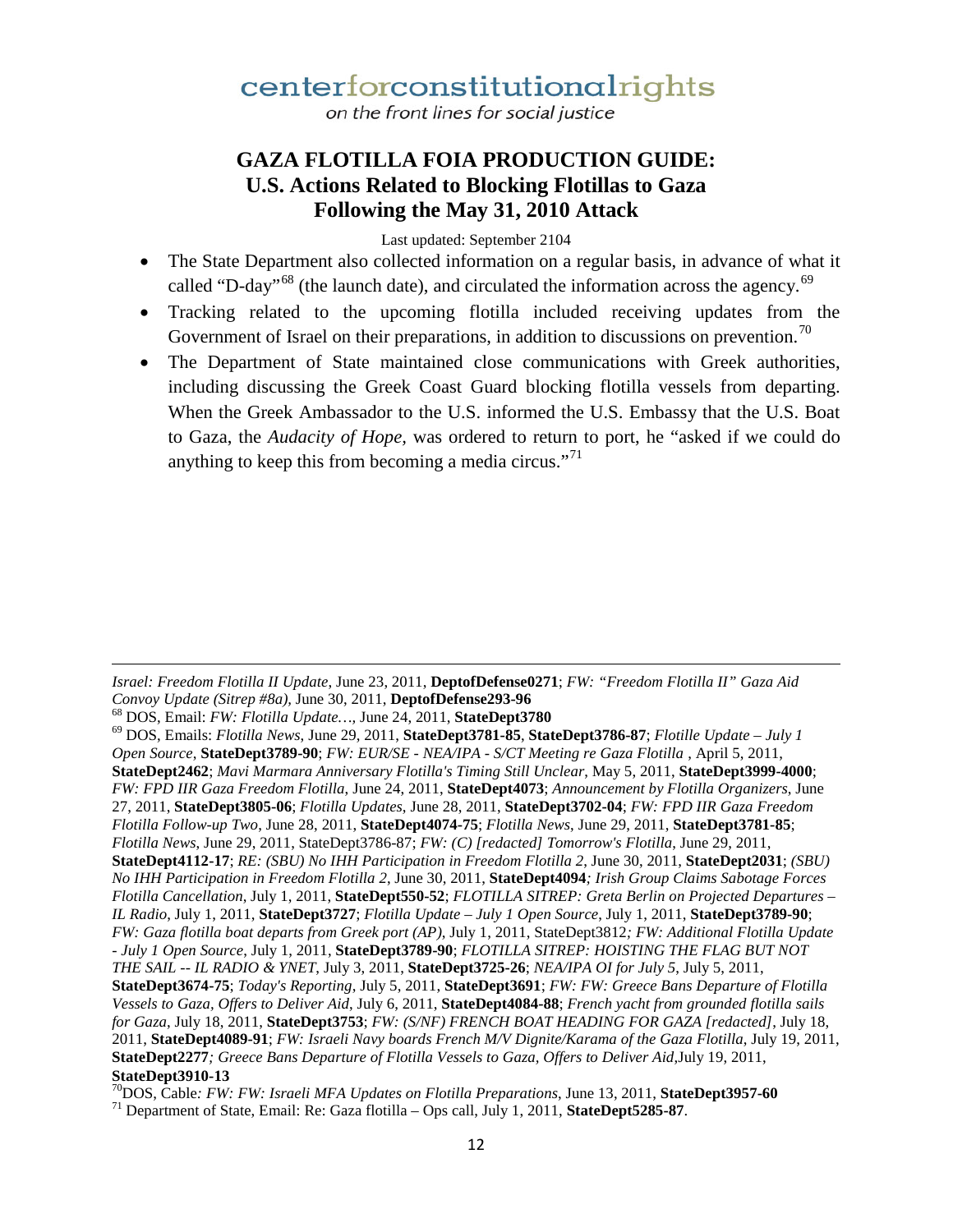# centerforconstitutionalrights

*on the front lines for social justice*

## GAZA FLOTILLA FOIA PRODUCTION GUIDE: U.S. Actions Related to Blocking Flotillas to Gaza Following the May 31, 2010 Attack

Last updated: September 2104

- The State Department also collected information on a regular basis, in advance of what it called "D-day"[68] (the launch date), and circulated the information across the agency.[69]
- Tracking related to the upcoming flotilla included receiving updates from the Government of Israel on their preparations, in addition to discussions on prevention.[70]
- The Department of State maintained close communications with Greek authorities, including discussing the Greek Coast Guard blocking flotilla vessels from departing. When the Greek Ambassador to the U.S. informed the U.S. Embassy that the U.S. Boat to Gaza, the *Audacity of Hope*, was ordered to return to port, he "asked if we could do anything to keep this from becoming a media circus."[71]

---

*Israel: Freedom Flotilla II Update*, June 23, 2011, **DeptofDefense0271**; *FW: "Freedom Flotilla II" Gaza Aid Convoy Update (Sitrep #8a)*, June 30, 2011, **DeptofDefense293-96**

[68] DOS, Email: *FW: Flotilla Update…*, June 24, 2011, **StateDept3780**

[69] DOS, Emails: *Flotilla News*, June 29, 2011, **StateDept3781-85**, **StateDept3786-87**; *Flotille Update – July 1 Open Source*, **StateDept3789-90**; *FW: EUR/SE - NEA/IPA - S/CT Meeting re Gaza Flotilla* , April 5, 2011, **StateDept2462**; *Mavi Marmara Anniversary Flotilla's Timing Still Unclear*, May 5, 2011, **StateDept3999-4000**; *FW: FPD IIR Gaza Freedom Flotilla*, June 24, 2011, **StateDept4073**; *Announcement by Flotilla Organizers*, June 27, 2011, **StateDept3805-06**; *Flotilla Updates*, June 28, 2011, **StateDept3702-04**; *FW: FPD IIR Gaza Freedom Flotilla Follow-up Two*, June 28, 2011, **StateDept4074-75**; *Flotilla News*, June 29, 2011, **StateDept3781-85**; *Flotilla News*, June 29, 2011, StateDept3786-87; *FW: (C) [redacted] Tomorrow's Flotilla*, June 29, 2011, **StateDept4112-17**; *RE: (SBU) No IHH Participation in Freedom Flotilla 2*, June 30, 2011, **StateDept2031**; *(SBU) No IHH Participation in Freedom Flotilla 2,* June 30, 2011, **StateDept4094***; Irish Group Claims Sabotage Forces Flotilla Cancellation*, July 1, 2011, **StateDept550-52**; *FLOTILLA SITREP: Greta Berlin on Projected Departures – IL Radio*, July 1, 2011, **StateDept3727**; *Flotilla Update – July 1 Open Source*, July 1, 2011, **StateDept3789-90**; *FW: Gaza flotilla boat departs from Greek port (AP)*, July 1, 2011, StateDept3812*; FW: Additional Flotilla Update - July 1 Open Source*, July 1, 2011, **StateDept3789-90**; *FLOTILLA SITREP: HOISTING THE FLAG BUT NOT THE SAIL -- IL RADIO & YNET*, July 3, 2011, **StateDept3725-26**; *NEA/IPA OI for July 5*, July 5, 2011, **StateDept3674-75**; *Today's Reporting*, July 5, 2011, **StateDept3691**; *FW: FW: Greece Bans Departure of Flotilla Vessels to Gaza, Offers to Deliver Aid*, July 6, 2011, **StateDept4084-88**; *French yacht from grounded flotilla sails for Gaza*, July 18, 2011, **StateDept3753**; *FW: (S/NF) FRENCH BOAT HEADING FOR GAZA [redacted]*, July 18, 2011, **StateDept4089-91**; *FW: Israeli Navy boards French M/V Dignite/Karama of the Gaza Flotilla*, July 19, 2011, **StateDept2277***; Greece Bans Departure of Flotilla Vessels to Gaza, Offers to Deliver Aid*,July 19, 2011, **StateDept3910-13**

[70] DOS, Cable*: FW: FW: Israeli MFA Updates on Flotilla Preparations*, June 13, 2011, **StateDept3957-60**

[71] Department of State, Email: Re: Gaza flotilla – Ops call, July 1, 2011, **StateDept5285-87**.